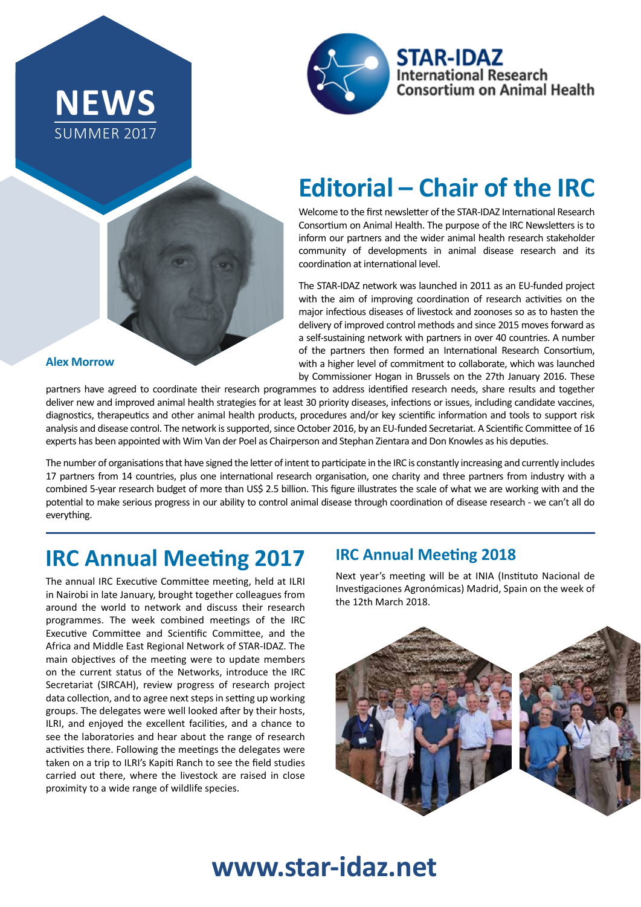# NEWS

SUMMER 2017

**STAR-IDAZ**
International Research Consortium on Animal Health

## Editorial – Chair of the IRC

**Alex Morrow**

Welcome to the first newsletter of the STAR-IDAZ International Research Consortium on Animal Health. The purpose of the IRC Newsletters is to inform our partners and the wider animal health research stakeholder community of developments in animal disease research and its coordination at international level.

The STAR-IDAZ network was launched in 2011 as an EU-funded project with the aim of improving coordination of research activities on the major infectious diseases of livestock and zoonoses so as to hasten the delivery of improved control methods and since 2015 moves forward as a self-sustaining network with partners in over 40 countries. A number of the partners then formed an International Research Consortium, with a higher level of commitment to collaborate, which was launched by Commissioner Hogan in Brussels on the 27th January 2016. These partners have agreed to coordinate their research programmes to address identified research needs, share results and together deliver new and improved animal health strategies for at least 30 priority diseases, infections or issues, including candidate vaccines, diagnostics, therapeutics and other animal health products, procedures and/or key scientific information and tools to support risk analysis and disease control. The network is supported, since October 2016, by an EU-funded Secretariat. A Scientific Committee of 16 experts has been appointed with Wim Van der Poel as Chairperson and Stephan Zientara and Don Knowles as his deputies.

The number of organisations that have signed the letter of intent to participate in the IRC is constantly increasing and currently includes 17 partners from 14 countries, plus one international research organisation, one charity and three partners from industry with a combined 5-year research budget of more than US$ 2.5 billion. This figure illustrates the scale of what we are working with and the potential to make serious progress in our ability to control animal disease through coordination of disease research - we can't all do everything.

## IRC Annual Meeting 2017

The annual IRC Executive Committee meeting, held at ILRI in Nairobi in late January, brought together colleagues from around the world to network and discuss their research programmes. The week combined meetings of the IRC Executive Committee and Scientific Committee, and the Africa and Middle East Regional Network of STAR-IDAZ. The main objectives of the meeting were to update members on the current status of the Networks, introduce the IRC Secretariat (SIRCAH), review progress of research project data collection, and to agree next steps in setting up working groups. The delegates were well looked after by their hosts, ILRI, and enjoyed the excellent facilities, and a chance to see the laboratories and hear about the range of research activities there. Following the meetings the delegates were taken on a trip to ILRI's Kapiti Ranch to see the field studies carried out there, where the livestock are raised in close proximity to a wide range of wildlife species.

### IRC Annual Meeting 2018

Next year's meeting will be at INIA (Instituto Nacional de Investigaciones Agronómicas) Madrid, Spain on the week of the 12th March 2018.

**www.star-idaz.net**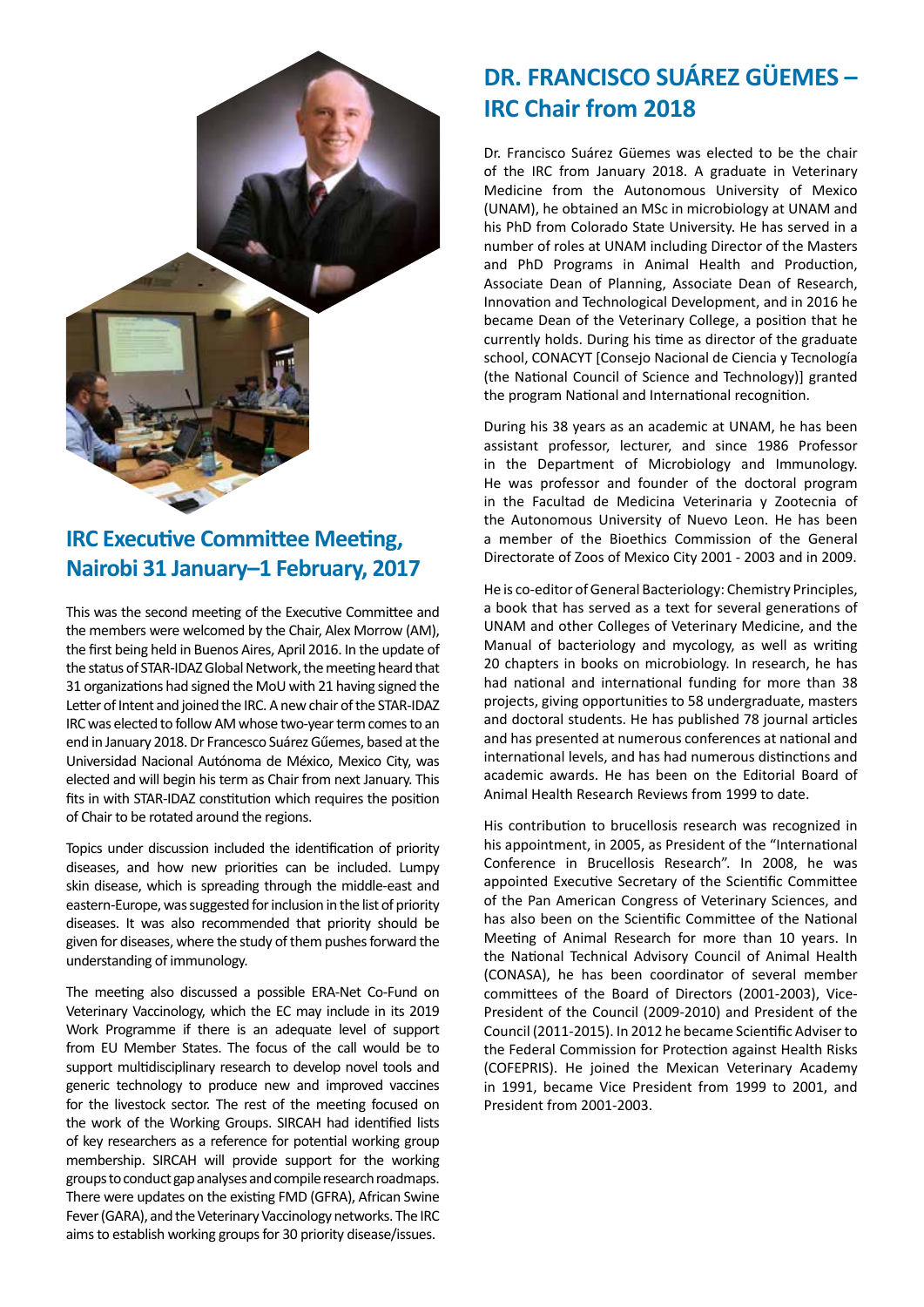## IRC Executive Committee Meeting, Nairobi 31 January–1 February, 2017

This was the second meeting of the Executive Committee and the members were welcomed by the Chair, Alex Morrow (AM), the first being held in Buenos Aires, April 2016. In the update of the status of STAR-IDAZ Global Network, the meeting heard that 31 organizations had signed the MoU with 21 having signed the Letter of Intent and joined the IRC. A new chair of the STAR-IDAZ IRC was elected to follow AM whose two-year term comes to an end in January 2018. Dr Francesco Suárez Gűemes, based at the Universidad Nacional Autónoma de México, Mexico City, was elected and will begin his term as Chair from next January. This fits in with STAR-IDAZ constitution which requires the position of Chair to be rotated around the regions.

Topics under discussion included the identification of priority diseases, and how new priorities can be included. Lumpy skin disease, which is spreading through the middle-east and eastern-Europe, was suggested for inclusion in the list of priority diseases. It was also recommended that priority should be given for diseases, where the study of them pushes forward the understanding of immunology.

The meeting also discussed a possible ERA-Net Co-Fund on Veterinary Vaccinology, which the EC may include in its 2019 Work Programme if there is an adequate level of support from EU Member States. The focus of the call would be to support multidisciplinary research to develop novel tools and generic technology to produce new and improved vaccines for the livestock sector. The rest of the meeting focused on the work of the Working Groups. SIRCAH had identified lists of key researchers as a reference for potential working group membership. SIRCAH will provide support for the working groups to conduct gap analyses and compile research roadmaps. There were updates on the existing FMD (GFRA), African Swine Fever (GARA), and the Veterinary Vaccinology networks. The IRC aims to establish working groups for 30 priority disease/issues.

## DR. FRANCISCO SUÁREZ GÜEMES – IRC Chair from 2018

Dr. Francisco Suárez Güemes was elected to be the chair of the IRC from January 2018. A graduate in Veterinary Medicine from the Autonomous University of Mexico (UNAM), he obtained an MSc in microbiology at UNAM and his PhD from Colorado State University. He has served in a number of roles at UNAM including Director of the Masters and PhD Programs in Animal Health and Production, Associate Dean of Planning, Associate Dean of Research, Innovation and Technological Development, and in 2016 he became Dean of the Veterinary College, a position that he currently holds. During his time as director of the graduate school, CONACYT [Consejo Nacional de Ciencia y Tecnología (the National Council of Science and Technology)] granted the program National and International recognition.

During his 38 years as an academic at UNAM, he has been assistant professor, lecturer, and since 1986 Professor in the Department of Microbiology and Immunology. He was professor and founder of the doctoral program in the Facultad de Medicina Veterinaria y Zootecnia of the Autonomous University of Nuevo Leon. He has been a member of the Bioethics Commission of the General Directorate of Zoos of Mexico City 2001 - 2003 and in 2009.

He is co-editor of General Bacteriology: Chemistry Principles, a book that has served as a text for several generations of UNAM and other Colleges of Veterinary Medicine, and the Manual of bacteriology and mycology, as well as writing 20 chapters in books on microbiology. In research, he has had national and international funding for more than 38 projects, giving opportunities to 58 undergraduate, masters and doctoral students. He has published 78 journal articles and has presented at numerous conferences at national and international levels, and has had numerous distinctions and academic awards. He has been on the Editorial Board of Animal Health Research Reviews from 1999 to date.

His contribution to brucellosis research was recognized in his appointment, in 2005, as President of the "International Conference in Brucellosis Research". In 2008, he was appointed Executive Secretary of the Scientific Committee of the Pan American Congress of Veterinary Sciences, and has also been on the Scientific Committee of the National Meeting of Animal Research for more than 10 years. In the National Technical Advisory Council of Animal Health (CONASA), he has been coordinator of several member committees of the Board of Directors (2001-2003), Vice-President of the Council (2009-2010) and President of the Council (2011-2015). In 2012 he became Scientific Adviser to the Federal Commission for Protection against Health Risks (COFEPRIS). He joined the Mexican Veterinary Academy in 1991, became Vice President from 1999 to 2001, and President from 2001-2003.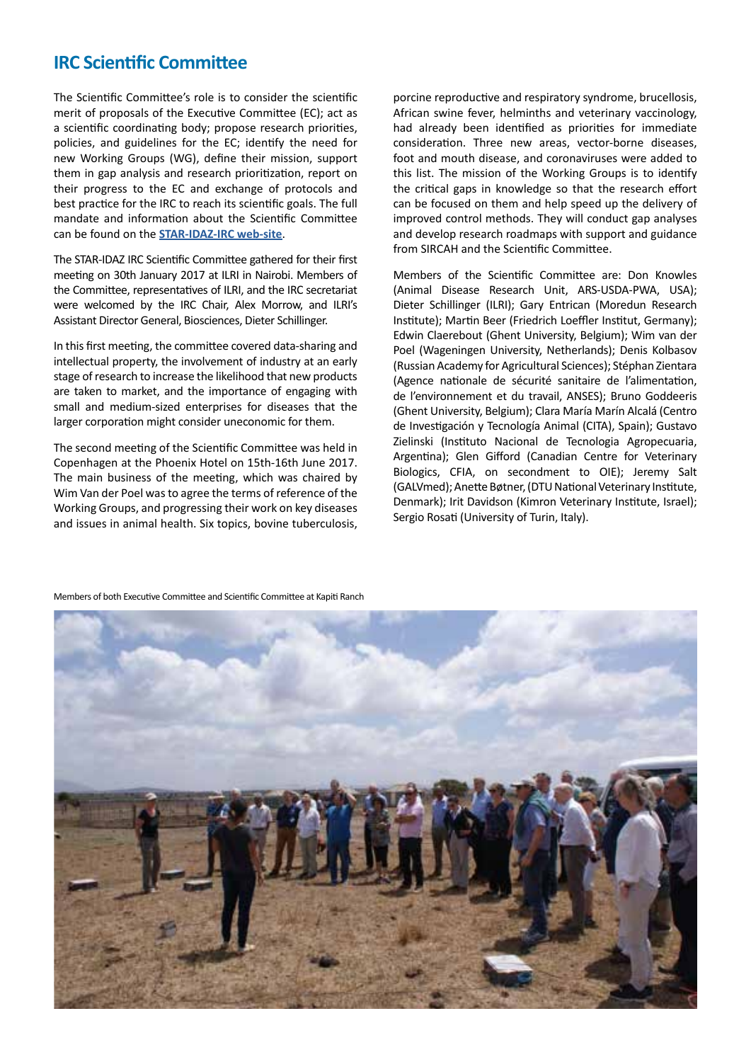## IRC Scientific Committee

The Scientific Committee's role is to consider the scientific merit of proposals of the Executive Committee (EC); act as a scientific coordinating body; propose research priorities, policies, and guidelines for the EC; identify the need for new Working Groups (WG), define their mission, support them in gap analysis and research prioritization, report on their progress to the EC and exchange of protocols and best practice for the IRC to reach its scientific goals. The full mandate and information about the Scientific Committee can be found on the **STAR-IDAZ-IRC web-site**.

The STAR-IDAZ IRC Scientific Committee gathered for their first meeting on 30th January 2017 at ILRI in Nairobi. Members of the Committee, representatives of ILRI, and the IRC secretariat were welcomed by the IRC Chair, Alex Morrow, and ILRI's Assistant Director General, Biosciences, Dieter Schillinger.

In this first meeting, the committee covered data-sharing and intellectual property, the involvement of industry at an early stage of research to increase the likelihood that new products are taken to market, and the importance of engaging with small and medium-sized enterprises for diseases that the larger corporation might consider uneconomic for them.

The second meeting of the Scientific Committee was held in Copenhagen at the Phoenix Hotel on 15th-16th June 2017. The main business of the meeting, which was chaired by Wim Van der Poel was to agree the terms of reference of the Working Groups, and progressing their work on key diseases and issues in animal health. Six topics, bovine tuberculosis, porcine reproductive and respiratory syndrome, brucellosis, African swine fever, helminths and veterinary vaccinology, had already been identified as priorities for immediate consideration. Three new areas, vector-borne diseases, foot and mouth disease, and coronaviruses were added to this list. The mission of the Working Groups is to identify the critical gaps in knowledge so that the research effort can be focused on them and help speed up the delivery of improved control methods. They will conduct gap analyses and develop research roadmaps with support and guidance from SIRCAH and the Scientific Committee.

Members of the Scientific Committee are: Don Knowles (Animal Disease Research Unit, ARS-USDA-PWA, USA); Dieter Schillinger (ILRI); Gary Entrican (Moredun Research Institute); Martin Beer (Friedrich Loeffler Institut, Germany); Edwin Claerebout (Ghent University, Belgium); Wim van der Poel (Wageningen University, Netherlands); Denis Kolbasov (Russian Academy for Agricultural Sciences); Stéphan Zientara (Agence nationale de sécurité sanitaire de l'alimentation, de l'environnement et du travail, ANSES); Bruno Goddeeris (Ghent University, Belgium); Clara María Marín Alcalá (Centro de Investigación y Tecnología Animal (CITA), Spain); Gustavo Zielinski (Instituto Nacional de Tecnologia Agropecuaria, Argentina); Glen Gifford (Canadian Centre for Veterinary Biologics, CFIA, on secondment to OIE); Jeremy Salt (GALVmed); Anette Bøtner, (DTU National Veterinary Institute, Denmark); Irit Davidson (Kimron Veterinary Institute, Israel); Sergio Rosati (University of Turin, Italy).

Members of both Executive Committee and Scientific Committee at Kapiti Ranch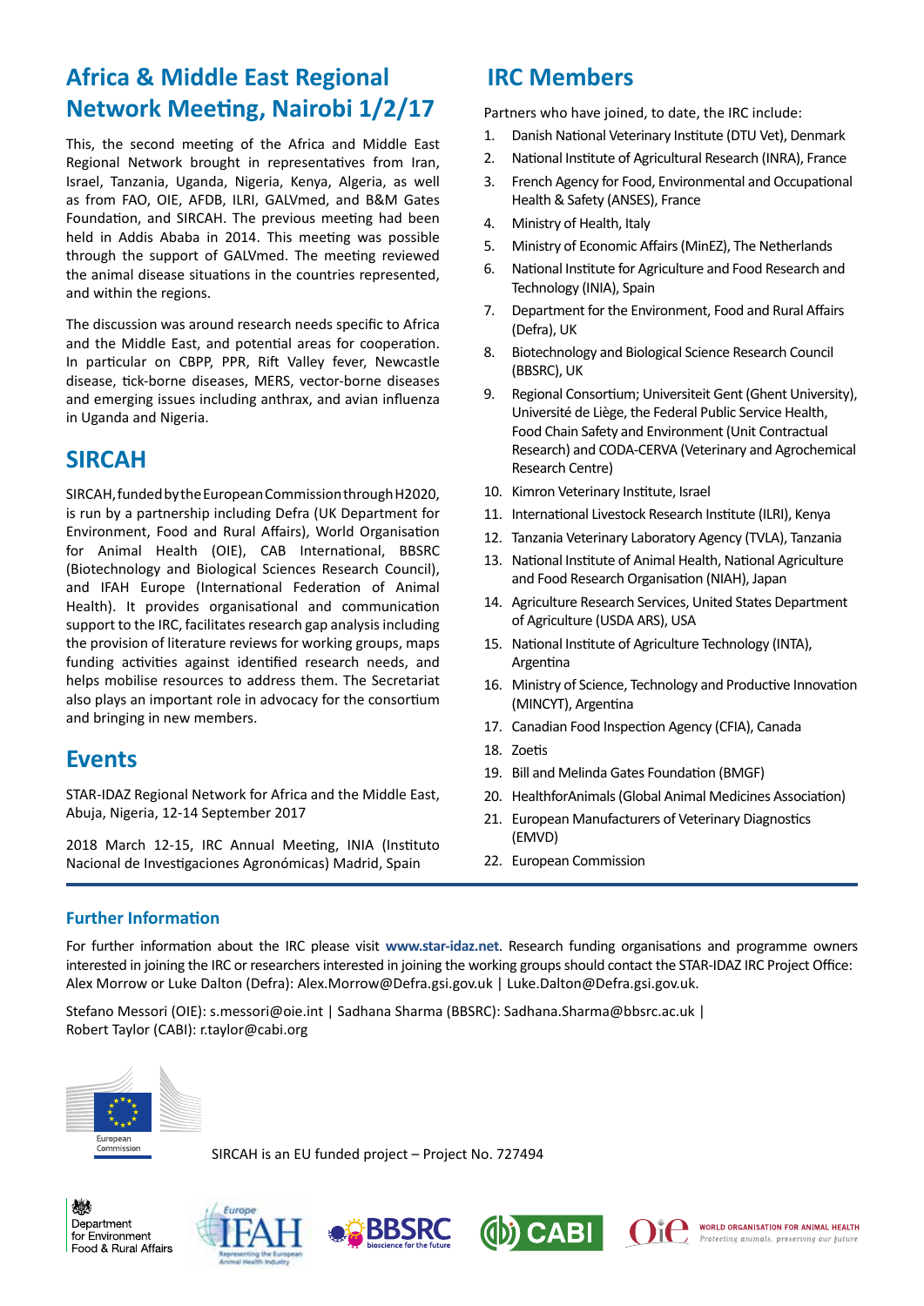## Africa & Middle East Regional Network Meeting, Nairobi 1/2/17

This, the second meeting of the Africa and Middle East Regional Network brought in representatives from Iran, Israel, Tanzania, Uganda, Nigeria, Kenya, Algeria, as well as from FAO, OIE, AFDB, ILRI, GALVmed, and B&M Gates Foundation, and SIRCAH. The previous meeting had been held in Addis Ababa in 2014. This meeting was possible through the support of GALVmed. The meeting reviewed the animal disease situations in the countries represented, and within the regions.

The discussion was around research needs specific to Africa and the Middle East, and potential areas for cooperation. In particular on CBPP, PPR, Rift Valley fever, Newcastle disease, tick-borne diseases, MERS, vector-borne diseases and emerging issues including anthrax, and avian influenza in Uganda and Nigeria.

## SIRCAH

SIRCAH, funded by the European Commission through H2020, is run by a partnership including Defra (UK Department for Environment, Food and Rural Affairs), World Organisation for Animal Health (OIE), CAB International, BBSRC (Biotechnology and Biological Sciences Research Council), and IFAH Europe (International Federation of Animal Health). It provides organisational and communication support to the IRC, facilitates research gap analysis including the provision of literature reviews for working groups, maps funding activities against identified research needs, and helps mobilise resources to address them. The Secretariat also plays an important role in advocacy for the consortium and bringing in new members.

## Events

STAR-IDAZ Regional Network for Africa and the Middle East, Abuja, Nigeria, 12-14 September 2017

2018 March 12-15, IRC Annual Meeting, INIA (Instituto Nacional de Investigaciones Agronómicas) Madrid, Spain

## IRC Members

Partners who have joined, to date, the IRC include:

1. Danish National Veterinary Institute (DTU Vet), Denmark
2. National Institute of Agricultural Research (INRA), France
3. French Agency for Food, Environmental and Occupational Health & Safety (ANSES), France
4. Ministry of Health, Italy
5. Ministry of Economic Affairs (MinEZ), The Netherlands
6. National Institute for Agriculture and Food Research and Technology (INIA), Spain
7. Department for the Environment, Food and Rural Affairs (Defra), UK
8. Biotechnology and Biological Science Research Council (BBSRC), UK
9. Regional Consortium; Universiteit Gent (Ghent University), Université de Liège, the Federal Public Service Health, Food Chain Safety and Environment (Unit Contractual Research) and CODA-CERVA (Veterinary and Agrochemical Research Centre)
10. Kimron Veterinary Institute, Israel
11. International Livestock Research Institute (ILRI), Kenya
12. Tanzania Veterinary Laboratory Agency (TVLA), Tanzania
13. National Institute of Animal Health, National Agriculture and Food Research Organisation (NIAH), Japan
14. Agriculture Research Services, United States Department of Agriculture (USDA ARS), USA
15. National Institute of Agriculture Technology (INTA), Argentina
16. Ministry of Science, Technology and Productive Innovation (MINCYT), Argentina
17. Canadian Food Inspection Agency (CFIA), Canada
18. Zoetis
19. Bill and Melinda Gates Foundation (BMGF)
20. HealthforAnimals (Global Animal Medicines Association)
21. European Manufacturers of Veterinary Diagnostics (EMVD)
22. European Commission

### Further Information

For further information about the IRC please visit **www.star-idaz.net**. Research funding organisations and programme owners interested in joining the IRC or researchers interested in joining the working groups should contact the STAR-IDAZ IRC Project Office: Alex Morrow or Luke Dalton (Defra): Alex.Morrow@Defra.gsi.gov.uk | Luke.Dalton@Defra.gsi.gov.uk.

Stefano Messori (OIE): s.messori@oie.int | Sadhana Sharma (BBSRC): Sadhana.Sharma@bbsrc.ac.uk | Robert Taylor (CABI): r.taylor@cabi.org

European Commission

SIRCAH is an EU funded project – Project No. 727494

Department for Environment Food & Rural Affairs

Europe IFAH Representing the European Animal Health Industry

BBSRC bioscience for the future

CABI

OIE WORLD ORGANISATION FOR ANIMAL HEALTH *Protecting animals, preserving our future*